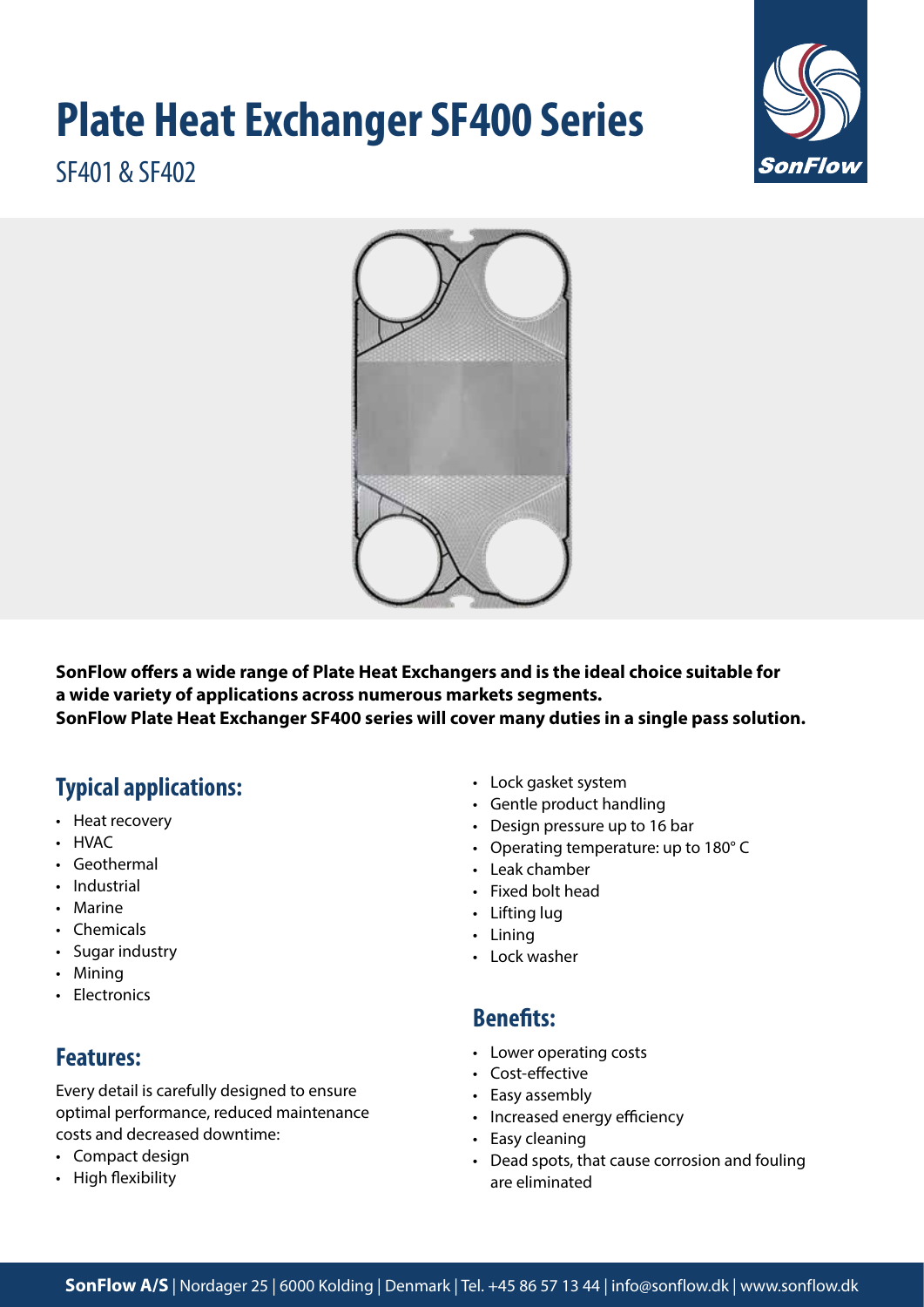# Plate Heat Exchanger SF400 Series

SF401 & SF402

**SonFlow offers a wide range of Plate Heat Exchangers and is the ideal choice suitable for a wide variety of applications across numerous markets segments.**
**SonFlow Plate Heat Exchanger SF400 series will cover many duties in a single pass solution.**

## Typical applications:

- Heat recovery
- HVAC
- Geothermal
- Industrial
- Marine
- Chemicals
- Sugar industry
- Mining
- Electronics

## Features:

Every detail is carefully designed to ensure optimal performance, reduced maintenance costs and decreased downtime:

- Compact design
- High flexibility
- Lock gasket system
- Gentle product handling
- Design pressure up to 16 bar
- Operating temperature: up to 180° C
- Leak chamber
- Fixed bolt head
- Lifting lug
- Lining
- Lock washer

## Benefits:

- Lower operating costs
- Cost-effective
- Easy assembly
- Increased energy efficiency
- Easy cleaning
- Dead spots, that cause corrosion and fouling are eliminated

**SonFlow A/S** | Nordager 25 | 6000 Kolding | Denmark | Tel. +45 86 57 13 44 | info@sonflow.dk | www.sonflow.dk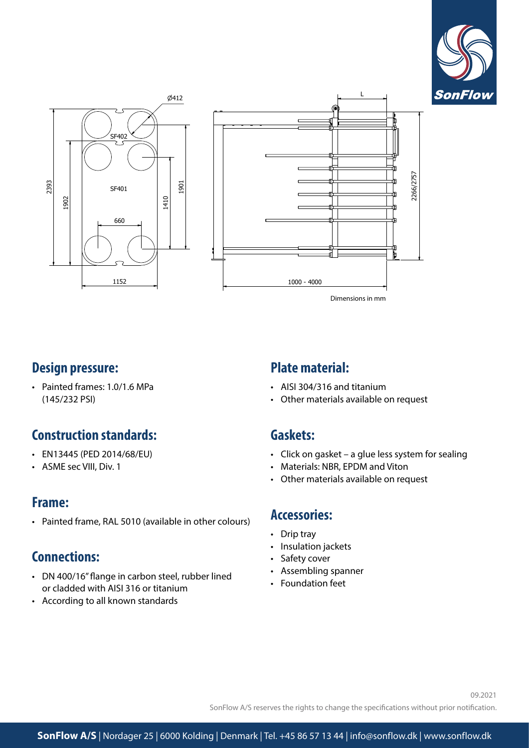Ø412

SF402

SF401

2393

1902

1410

1901

660

1152

L

2266/2757

1000 - 4000

Dimensions in mm

## Design pressure:

- Painted frames: 1.0/1.6 MPa (145/232 PSI)

## Construction standards:

- EN13445 (PED 2014/68/EU)
- ASME sec VIII, Div. 1

## Frame:

- Painted frame, RAL 5010 (available in other colours)

## Connections:

- DN 400/16" flange in carbon steel, rubber lined or cladded with AISI 316 or titanium
- According to all known standards

## Plate material:

- AISI 304/316 and titanium
- Other materials available on request

## Gaskets:

- Click on gasket – a glue less system for sealing
- Materials: NBR, EPDM and Viton
- Other materials available on request

## Accessories:

- Drip tray
- Insulation jackets
- Safety cover
- Assembling spanner
- Foundation feet

09.2021

SonFlow A/S reserves the rights to change the specifications without prior notification.

**SonFlow A/S** | Nordager 25 | 6000 Kolding | Denmark | Tel. +45 86 57 13 44 | info@sonflow.dk | www.sonflow.dk